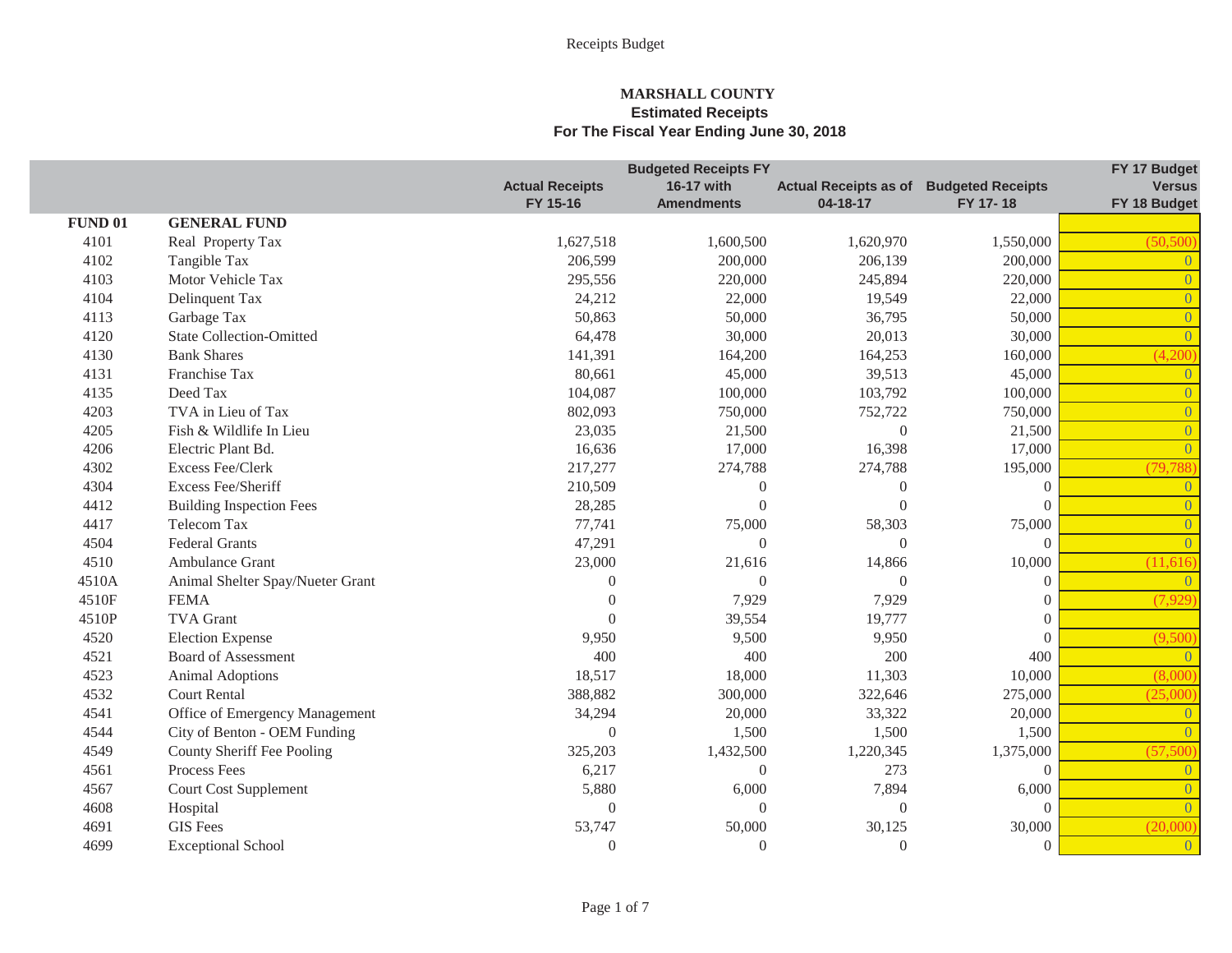Receipts Budget

## MARSHALL COUNTY
### Estimated Receipts
### For The Fiscal Year Ending June 30, 2018

| | | Actual Receipts FY 15-16 | Budgeted Receipts FY 16-17 with Amendments | Actual Receipts as of 04-18-17 | Budgeted Receipts FY 17- 18 | FY 17 Budget Versus FY 18 Budget |
|---|---|---|---|---|---|---|
| **FUND 01** | **GENERAL FUND** | | | | | |
| 4101 | Real Property Tax | 1,627,518 | 1,600,500 | 1,620,970 | 1,550,000 | (50,500) |
| 4102 | Tangible Tax | 206,599 | 200,000 | 206,139 | 200,000 | 0 |
| 4103 | Motor Vehicle Tax | 295,556 | 220,000 | 245,894 | 220,000 | 0 |
| 4104 | Delinquent Tax | 24,212 | 22,000 | 19,549 | 22,000 | 0 |
| 4113 | Garbage Tax | 50,863 | 50,000 | 36,795 | 50,000 | 0 |
| 4120 | State Collection-Omitted | 64,478 | 30,000 | 20,013 | 30,000 | 0 |
| 4130 | Bank Shares | 141,391 | 164,200 | 164,253 | 160,000 | (4,200) |
| 4131 | Franchise Tax | 80,661 | 45,000 | 39,513 | 45,000 | 0 |
| 4135 | Deed Tax | 104,087 | 100,000 | 103,792 | 100,000 | 0 |
| 4203 | TVA in Lieu of Tax | 802,093 | 750,000 | 752,722 | 750,000 | 0 |
| 4205 | Fish & Wildlife In Lieu | 23,035 | 21,500 | 0 | 21,500 | 0 |
| 4206 | Electric Plant Bd. | 16,636 | 17,000 | 16,398 | 17,000 | 0 |
| 4302 | Excess Fee/Clerk | 217,277 | 274,788 | 274,788 | 195,000 | (79,788) |
| 4304 | Excess Fee/Sheriff | 210,509 | 0 | 0 | 0 | 0 |
| 4412 | Building Inspection Fees | 28,285 | 0 | 0 | 0 | 0 |
| 4417 | Telecom Tax | 77,741 | 75,000 | 58,303 | 75,000 | 0 |
| 4504 | Federal Grants | 47,291 | 0 | 0 | 0 | 0 |
| 4510 | Ambulance Grant | 23,000 | 21,616 | 14,866 | 10,000 | (11,616) |
| 4510A | Animal Shelter Spay/Nueter Grant | 0 | 0 | 0 | 0 | 0 |
| 4510F | FEMA | 0 | 7,929 | 7,929 | 0 | (7,929) |
| 4510P | TVA Grant | 0 | 39,554 | 19,777 | 0 | |
| 4520 | Election Expense | 9,950 | 9,500 | 9,950 | 0 | (9,500) |
| 4521 | Board of Assessment | 400 | 400 | 200 | 400 | 0 |
| 4523 | Animal Adoptions | 18,517 | 18,000 | 11,303 | 10,000 | (8,000) |
| 4532 | Court Rental | 388,882 | 300,000 | 322,646 | 275,000 | (25,000) |
| 4541 | Office of Emergency Management | 34,294 | 20,000 | 33,322 | 20,000 | 0 |
| 4544 | City of Benton - OEM Funding | 0 | 1,500 | 1,500 | 1,500 | 0 |
| 4549 | County Sheriff Fee Pooling | 325,203 | 1,432,500 | 1,220,345 | 1,375,000 | (57,500) |
| 4561 | Process Fees | 6,217 | 0 | 273 | 0 | 0 |
| 4567 | Court Cost Supplement | 5,880 | 6,000 | 7,894 | 6,000 | 0 |
| 4608 | Hospital | 0 | 0 | 0 | 0 | 0 |
| 4691 | GIS Fees | 53,747 | 50,000 | 30,125 | 30,000 | (20,000) |
| 4699 | Exceptional School | 0 | 0 | 0 | 0 | 0 |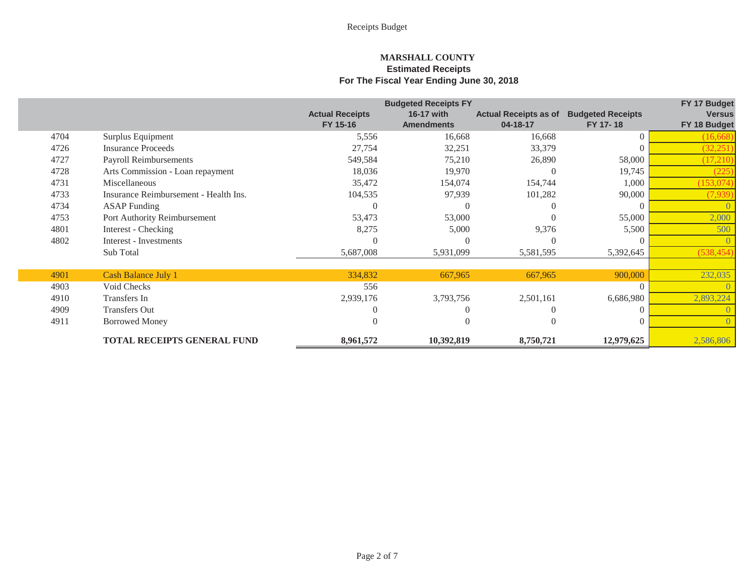Receipts Budget

**MARSHALL COUNTY**
**Estimated Receipts**
**For The Fiscal Year Ending June 30, 2018**

| | | Actual Receipts FY 15-16 | Budgeted Receipts FY 16-17 with Amendments | Actual Receipts as of 04-18-17 | Budgeted Receipts FY 17- 18 | FY 17 Budget Versus FY 18 Budget |
|---|---|---|---|---|---|---|
| 4704 | Surplus Equipment | 5,556 | 16,668 | 16,668 | 0 | (16,668) |
| 4726 | Insurance Proceeds | 27,754 | 32,251 | 33,379 | 0 | (32,251) |
| 4727 | Payroll Reimbursements | 549,584 | 75,210 | 26,890 | 58,000 | (17,210) |
| 4728 | Arts Commission - Loan repayment | 18,036 | 19,970 | 0 | 19,745 | (225) |
| 4731 | Miscellaneous | 35,472 | 154,074 | 154,744 | 1,000 | (153,074) |
| 4733 | Insurance Reimbursement - Health Ins. | 104,535 | 97,939 | 101,282 | 90,000 | (7,939) |
| 4734 | ASAP Funding | 0 | 0 | 0 | 0 | 0 |
| 4753 | Port Authority Reimbursement | 53,473 | 53,000 | 0 | 55,000 | 2,000 |
| 4801 | Interest - Checking | 8,275 | 5,000 | 9,376 | 5,500 | 500 |
| 4802 | Interest - Investments | 0 | 0 | 0 | 0 | 0 |
| | Sub Total | 5,687,008 | 5,931,099 | 5,581,595 | 5,392,645 | (538,454) |
| | | | | | | |
| 4901 | Cash Balance July 1 | 334,832 | 667,965 | 667,965 | 900,000 | 232,035 |
| 4903 | Void Checks | 556 | | | 0 | 0 |
| 4910 | Transfers In | 2,939,176 | 3,793,756 | 2,501,161 | 6,686,980 | 2,893,224 |
| 4909 | Transfers Out | 0 | 0 | 0 | 0 | 0 |
| 4911 | Borrowed Money | 0 | 0 | 0 | 0 | 0 |
| | **TOTAL RECEIPTS GENERAL FUND** | **8,961,572** | **10,392,819** | **8,750,721** | **12,979,625** | 2,586,806 |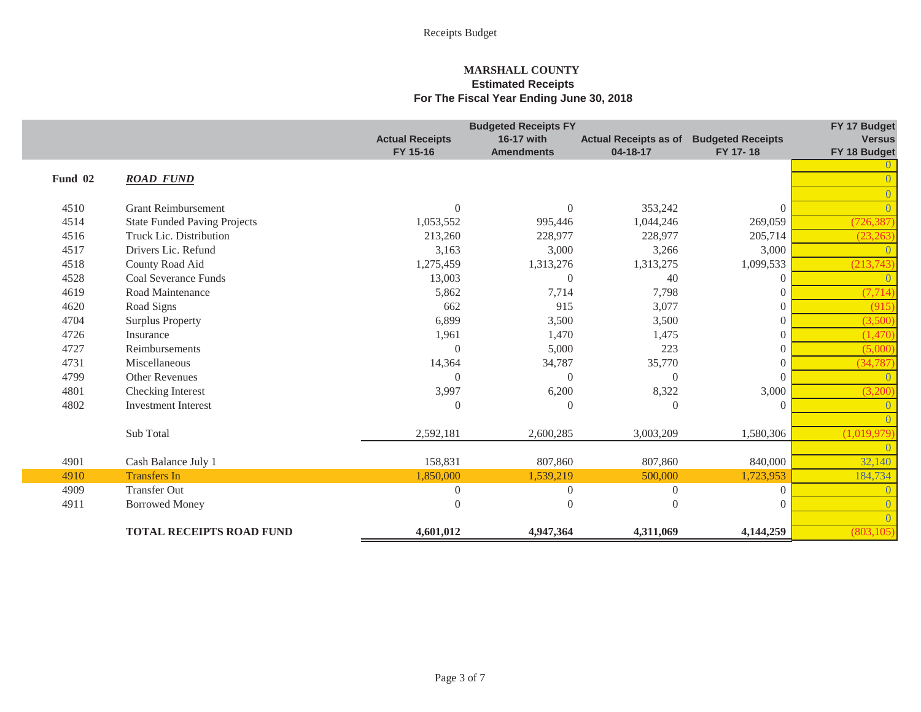# MARSHALL COUNTY

## Estimated Receipts

## For The Fiscal Year Ending June 30, 2018

| | | Actual Receipts FY 15-16 | Budgeted Receipts FY 16-17 with Amendments | Actual Receipts as of 04-18-17 | Budgeted Receipts FY 17- 18 | FY 17 Budget Versus FY 18 Budget |
|---|---|---|---|---|---|---|
| | | | | | | 0 |
| **Fund 02** | ***ROAD FUND*** | | | | | 0 |
| | | | | | | 0 |
| 4510 | Grant Reimbursement | 0 | 0 | 353,242 | 0 | 0 |
| 4514 | State Funded Paving Projects | 1,053,552 | 995,446 | 1,044,246 | 269,059 | (726,387) |
| 4516 | Truck Lic. Distribution | 213,260 | 228,977 | 228,977 | 205,714 | (23,263) |
| 4517 | Drivers Lic. Refund | 3,163 | 3,000 | 3,266 | 3,000 | 0 |
| 4518 | County Road Aid | 1,275,459 | 1,313,276 | 1,313,275 | 1,099,533 | (213,743) |
| 4528 | Coal Severance Funds | 13,003 | 0 | 40 | 0 | 0 |
| 4619 | Road Maintenance | 5,862 | 7,714 | 7,798 | 0 | (7,714) |
| 4620 | Road Signs | 662 | 915 | 3,077 | 0 | (915) |
| 4704 | Surplus Property | 6,899 | 3,500 | 3,500 | 0 | (3,500) |
| 4726 | Insurance | 1,961 | 1,470 | 1,475 | 0 | (1,470) |
| 4727 | Reimbursements | 0 | 5,000 | 223 | 0 | (5,000) |
| 4731 | Miscellaneous | 14,364 | 34,787 | 35,770 | 0 | (34,787) |
| 4799 | Other Revenues | 0 | 0 | 0 | 0 | 0 |
| 4801 | Checking Interest | 3,997 | 6,200 | 8,322 | 3,000 | (3,200) |
| 4802 | Investment Interest | 0 | 0 | 0 | 0 | 0 |
| | | | | | | 0 |
| | Sub Total | 2,592,181 | 2,600,285 | 3,003,209 | 1,580,306 | (1,019,979) |
| | | | | | | 0 |
| 4901 | Cash Balance July 1 | 158,831 | 807,860 | 807,860 | 840,000 | 32,140 |
| 4910 | Transfers In | 1,850,000 | 1,539,219 | 500,000 | 1,723,953 | 184,734 |
| 4909 | Transfer Out | 0 | 0 | 0 | 0 | 0 |
| 4911 | Borrowed Money | 0 | 0 | 0 | 0 | 0 |
| | | | | | | 0 |
| | **TOTAL RECEIPTS ROAD FUND** | **4,601,012** | **4,947,364** | **4,311,069** | **4,144,259** | (803,105) |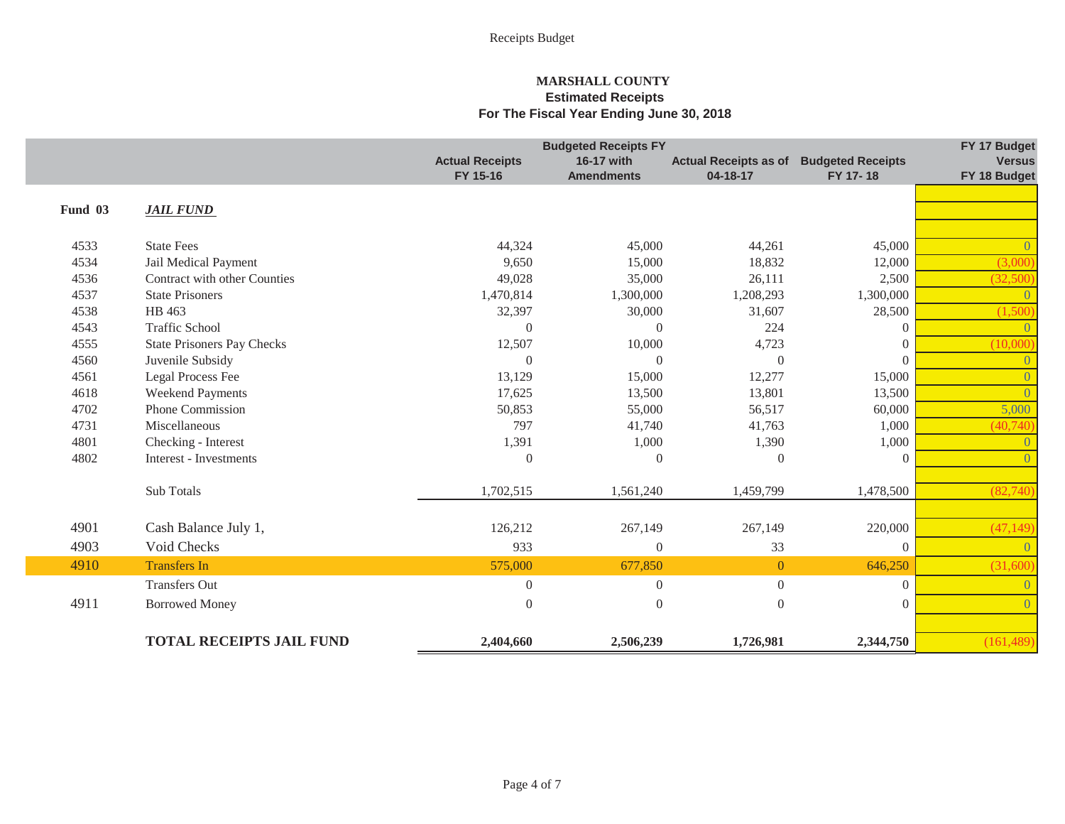Receipts Budget

# MARSHALL COUNTY
## Estimated Receipts
## For The Fiscal Year Ending June 30, 2018

| | | Actual Receipts FY 15-16 | Budgeted Receipts FY 16-17 with Amendments | Actual Receipts as of 04-18-17 | Budgeted Receipts FY 17- 18 | FY 17 Budget Versus FY 18 Budget |
|---|---|---|---|---|---|---|
| **Fund 03** | ***JAIL FUND*** | | | | | |
| 4533 | State Fees | 44,324 | 45,000 | 44,261 | 45,000 | 0 |
| 4534 | Jail Medical Payment | 9,650 | 15,000 | 18,832 | 12,000 | (3,000) |
| 4536 | Contract with other Counties | 49,028 | 35,000 | 26,111 | 2,500 | (32,500) |
| 4537 | State Prisoners | 1,470,814 | 1,300,000 | 1,208,293 | 1,300,000 | 0 |
| 4538 | HB 463 | 32,397 | 30,000 | 31,607 | 28,500 | (1,500) |
| 4543 | Traffic School | 0 | 0 | 224 | 0 | 0 |
| 4555 | State Prisoners Pay Checks | 12,507 | 10,000 | 4,723 | 0 | (10,000) |
| 4560 | Juvenile Subsidy | 0 | 0 | 0 | 0 | 0 |
| 4561 | Legal Process Fee | 13,129 | 15,000 | 12,277 | 15,000 | 0 |
| 4618 | Weekend Payments | 17,625 | 13,500 | 13,801 | 13,500 | 0 |
| 4702 | Phone Commission | 50,853 | 55,000 | 56,517 | 60,000 | 5,000 |
| 4731 | Miscellaneous | 797 | 41,740 | 41,763 | 1,000 | (40,740) |
| 4801 | Checking - Interest | 1,391 | 1,000 | 1,390 | 1,000 | 0 |
| 4802 | Interest - Investments | 0 | 0 | 0 | 0 | 0 |
| | Sub Totals | 1,702,515 | 1,561,240 | 1,459,799 | 1,478,500 | (82,740) |
| 4901 | Cash Balance July 1, | 126,212 | 267,149 | 267,149 | 220,000 | (47,149) |
| 4903 | Void Checks | 933 | 0 | 33 | 0 | 0 |
| 4910 | Transfers In | 575,000 | 677,850 | 0 | 646,250 | (31,600) |
| | Transfers Out | 0 | 0 | 0 | 0 | 0 |
| 4911 | Borrowed Money | 0 | 0 | 0 | 0 | 0 |
| | **TOTAL RECEIPTS JAIL FUND** | **2,404,660** | **2,506,239** | **1,726,981** | **2,344,750** | (161,489) |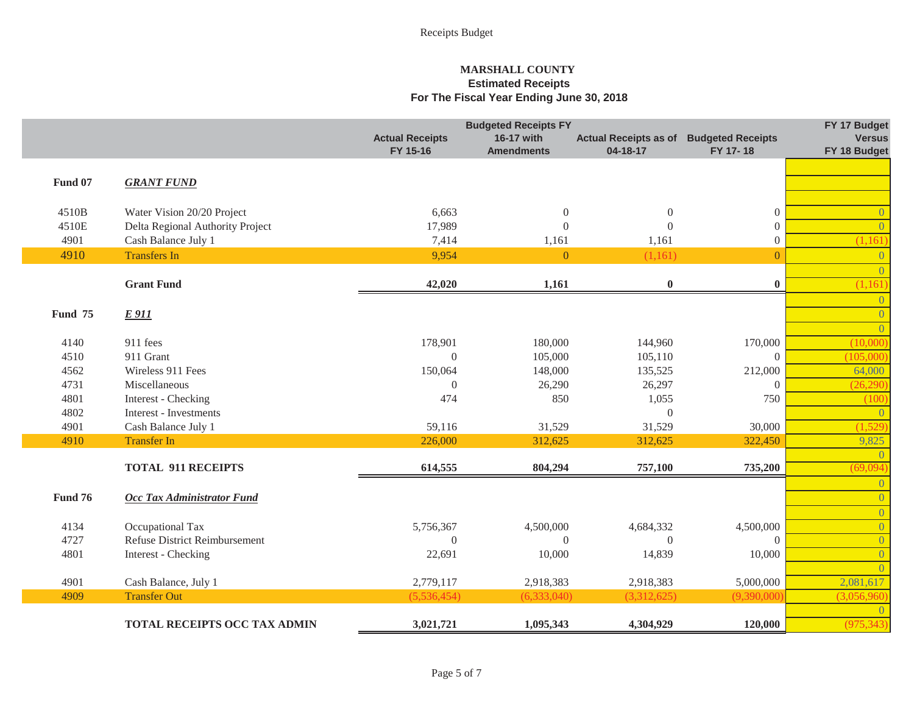Receipts Budget

# MARSHALL COUNTY
## Estimated Receipts
## For The Fiscal Year Ending June 30, 2018

| | | Actual Receipts FY 15-16 | Budgeted Receipts FY 16-17 with Amendments | Actual Receipts as of 04-18-17 | Budgeted Receipts FY 17- 18 | FY 17 Budget Versus FY 18 Budget |
|---|---|---|---|---|---|---|
| **Fund 07** | ***GRANT FUND*** | | | | | |
| 4510B | Water Vision 20/20 Project | 6,663 | 0 | 0 | 0 | 0 |
| 4510E | Delta Regional Authority Project | 17,989 | 0 | 0 | 0 | 0 |
| 4901 | Cash Balance July 1 | 7,414 | 1,161 | 1,161 | 0 | (1,161) |
| 4910 | Transfers In | 9,954 | 0 | (1,161) | 0 | 0 |
| | | | | | | 0 |
| | **Grant Fund** | **42,020** | **1,161** | **0** | **0** | (1,161) |
| | | | | | | 0 |
| **Fund 75** | ***E 911*** | | | | | 0 |
| | | | | | | 0 |
| 4140 | 911 fees | 178,901 | 180,000 | 144,960 | 170,000 | (10,000) |
| 4510 | 911 Grant | 0 | 105,000 | 105,110 | 0 | (105,000) |
| 4562 | Wireless 911 Fees | 150,064 | 148,000 | 135,525 | 212,000 | 64,000 |
| 4731 | Miscellaneous | 0 | 26,290 | 26,297 | 0 | (26,290) |
| 4801 | Interest - Checking | 474 | 850 | 1,055 | 750 | (100) |
| 4802 | Interest - Investments | | | 0 | | 0 |
| 4901 | Cash Balance July 1 | 59,116 | 31,529 | 31,529 | 30,000 | (1,529) |
| 4910 | Transfer In | 226,000 | 312,625 | 312,625 | 322,450 | 9,825 |
| | | | | | | 0 |
| | **TOTAL 911 RECEIPTS** | **614,555** | **804,294** | **757,100** | **735,200** | (69,094) |
| | | | | | | 0 |
| **Fund 76** | ***Occ Tax Administrator Fund*** | | | | | 0 |
| | | | | | | 0 |
| 4134 | Occupational Tax | 5,756,367 | 4,500,000 | 4,684,332 | 4,500,000 | 0 |
| 4727 | Refuse District Reimbursement | 0 | 0 | 0 | 0 | 0 |
| 4801 | Interest - Checking | 22,691 | 10,000 | 14,839 | 10,000 | 0 |
| | | | | | | 0 |
| 4901 | Cash Balance, July 1 | 2,779,117 | 2,918,383 | 2,918,383 | 5,000,000 | 2,081,617 |
| 4909 | Transfer Out | (5,536,454) | (6,333,040) | (3,312,625) | (9,390,000) | (3,056,960) |
| | | | | | | 0 |
| | **TOTAL RECEIPTS OCC TAX ADMIN** | **3,021,721** | **1,095,343** | **4,304,929** | **120,000** | (975,343) |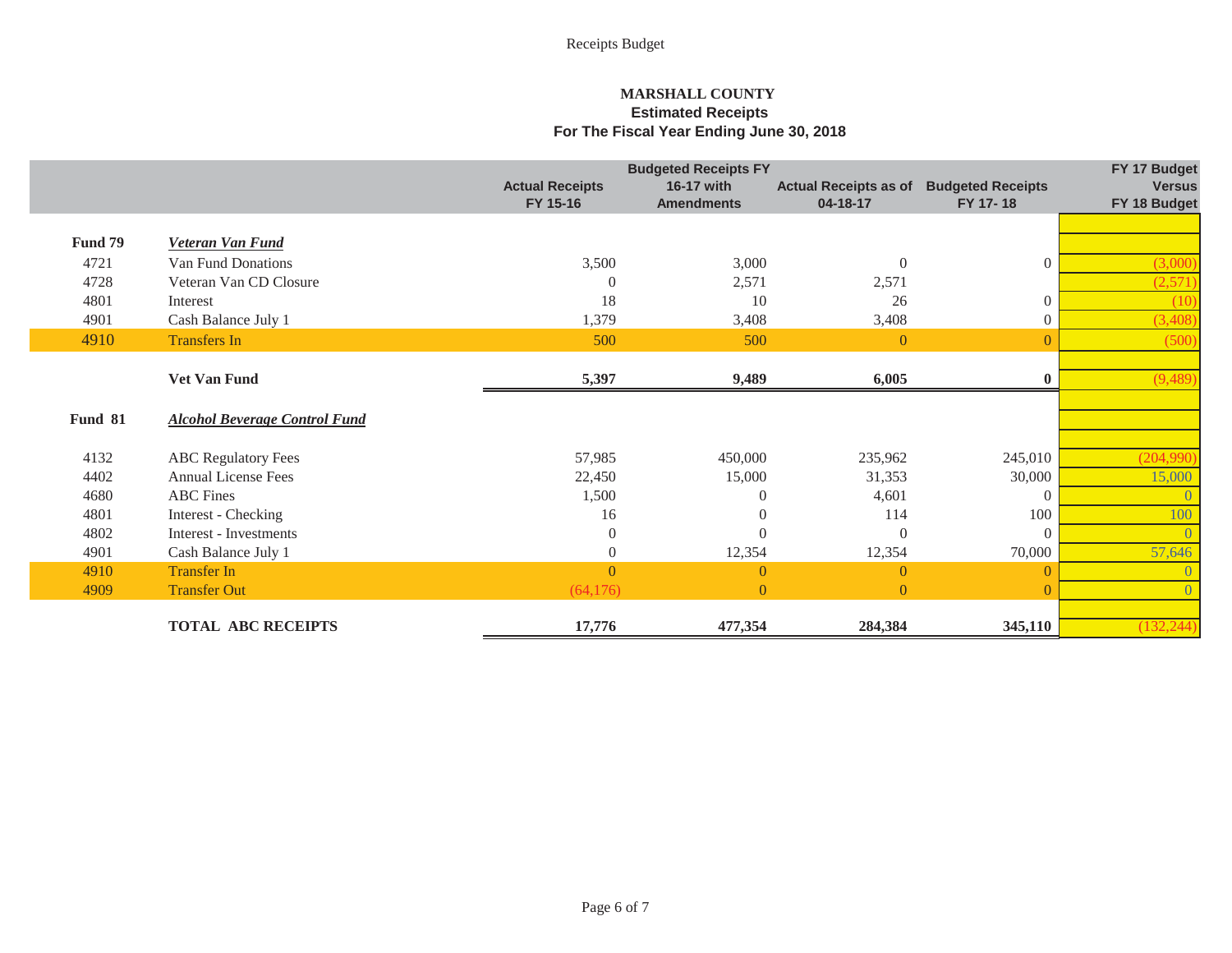# MARSHALL COUNTY
## Estimated Receipts
### For The Fiscal Year Ending June 30, 2018

| | | Actual Receipts FY 15-16 | Budgeted Receipts FY 16-17 with Amendments | Actual Receipts as of 04-18-17 | Budgeted Receipts FY 17- 18 | FY 17 Budget Versus FY 18 Budget |
|---|---|---|---|---|---|---|
| **Fund 79** | ***Veteran Van Fund*** | | | | | |
| 4721 | Van Fund Donations | 3,500 | 3,000 | 0 | 0 | (3,000) |
| 4728 | Veteran Van CD Closure | 0 | 2,571 | 2,571 | | (2,571) |
| 4801 | Interest | 18 | 10 | 26 | 0 | (10) |
| 4901 | Cash Balance July 1 | 1,379 | 3,408 | 3,408 | 0 | (3,408) |
| 4910 | Transfers In | 500 | 500 | 0 | 0 | (500) |
| | **Vet Van Fund** | **5,397** | **9,489** | **6,005** | **0** | (9,489) |
| **Fund 81** | ***Alcohol Beverage Control Fund*** | | | | | |
| 4132 | ABC Regulatory Fees | 57,985 | 450,000 | 235,962 | 245,010 | (204,990) |
| 4402 | Annual License Fees | 22,450 | 15,000 | 31,353 | 30,000 | 15,000 |
| 4680 | ABC Fines | 1,500 | 0 | 4,601 | 0 | 0 |
| 4801 | Interest - Checking | 16 | 0 | 114 | 100 | 100 |
| 4802 | Interest - Investments | 0 | 0 | 0 | 0 | 0 |
| 4901 | Cash Balance July 1 | 0 | 12,354 | 12,354 | 70,000 | 57,646 |
| 4910 | Transfer In | 0 | 0 | 0 | 0 | 0 |
| 4909 | Transfer Out | (64,176) | 0 | 0 | 0 | 0 |
| | **TOTAL ABC RECEIPTS** | **17,776** | **477,354** | **284,384** | **345,110** | (132,244) |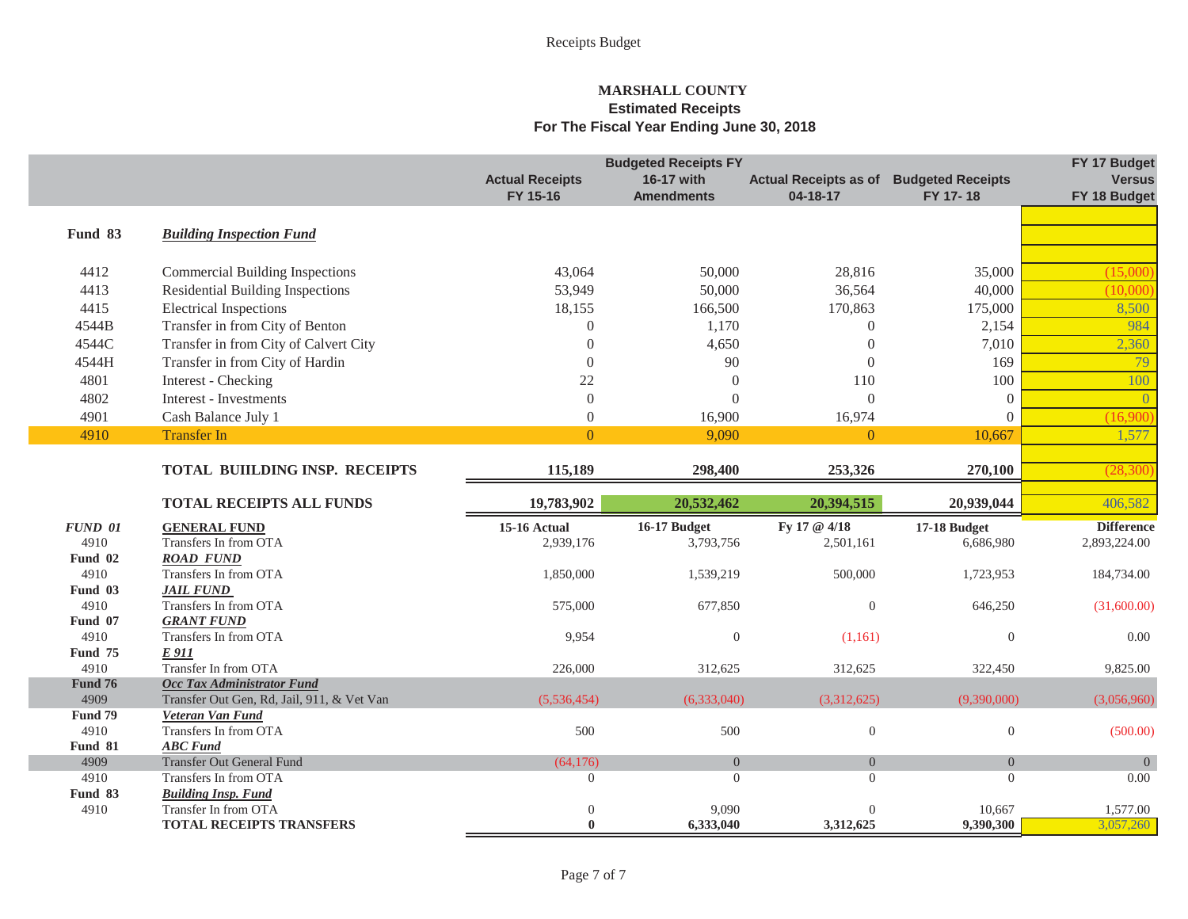Receipts Budget

# MARSHALL COUNTY
## Estimated Receipts
## For The Fiscal Year Ending June 30, 2018

| | | Actual Receipts FY 15-16 | Budgeted Receipts FY 16-17 with Amendments | Actual Receipts as of 04-18-17 | Budgeted Receipts FY 17- 18 | FY 17 Budget Versus FY 18 Budget |
|---|---|---|---|---|---|---|
| **Fund 83** | ***Building Inspection Fund*** | | | | | |
| 4412 | Commercial Building Inspections | 43,064 | 50,000 | 28,816 | 35,000 | (15,000) |
| 4413 | Residential Building Inspections | 53,949 | 50,000 | 36,564 | 40,000 | (10,000) |
| 4415 | Electrical Inspections | 18,155 | 166,500 | 170,863 | 175,000 | 8,500 |
| 4544B | Transfer in from City of Benton | 0 | 1,170 | 0 | 2,154 | 984 |
| 4544C | Transfer in from City of Calvert City | 0 | 4,650 | 0 | 7,010 | 2,360 |
| 4544H | Transfer in from City of Hardin | 0 | 90 | 0 | 169 | 79 |
| 4801 | Interest - Checking | 22 | 0 | 110 | 100 | 100 |
| 4802 | Interest - Investments | 0 | 0 | 0 | 0 | 0 |
| 4901 | Cash Balance July 1 | 0 | 16,900 | 16,974 | 0 | (16,900) |
| 4910 | Transfer In | 0 | 9,090 | 0 | 10,667 | 1,577 |
| | **TOTAL BUIILDING INSP. RECEIPTS** | **115,189** | **298,400** | **253,326** | **270,100** | (28,300) |
| | **TOTAL RECEIPTS ALL FUNDS** | **19,783,902** | **20,532,462** | **20,394,515** | **20,939,044** | 406,582 |

| | | 15-16 Actual | 16-17 Budget | Fy 17 @ 4/18 | 17-18 Budget | Difference |
|---|---|---|---|---|---|---|
| ***FUND 01*** | ***GENERAL FUND*** | | | | | |
| 4910 | Transfers In from OTA | 2,939,176 | 3,793,756 | 2,501,161 | 6,686,980 | 2,893,224.00 |
| **Fund 02** | ***ROAD FUND*** | | | | | |
| 4910 | Transfers In from OTA | 1,850,000 | 1,539,219 | 500,000 | 1,723,953 | 184,734.00 |
| **Fund 03** | ***JAIL FUND*** | | | | | |
| 4910 | Transfers In from OTA | 575,000 | 677,850 | 0 | 646,250 | (31,600.00) |
| **Fund 07** | ***GRANT FUND*** | | | | | |
| 4910 | Transfers In from OTA | 9,954 | 0 | (1,161) | 0 | 0.00 |
| **Fund 75** | ***E 911*** | | | | | |
| 4910 | Transfer In from OTA | 226,000 | 312,625 | 312,625 | 322,450 | 9,825.00 |
| **Fund 76** | ***Occ Tax Administrator Fund*** | | | | | |
| 4909 | Transfer Out Gen, Rd, Jail, 911, & Vet Van | (5,536,454) | (6,333,040) | (3,312,625) | (9,390,000) | (3,056,960) |
| **Fund 79** | ***Veteran Van Fund*** | | | | | |
| 4910 | Transfers In from OTA | 500 | 500 | 0 | 0 | (500.00) |
| **Fund 81** | ***ABC Fund*** | | | | | |
| 4909 | Transfer Out General Fund | (64,176) | 0 | 0 | 0 | 0 |
| 4910 | Transfers In from OTA | 0 | 0 | 0 | 0 | 0.00 |
| **Fund 83** | ***Building Insp. Fund*** | | | | | |
| 4910 | Transfer In from OTA | 0 | 9,090 | 0 | 10,667 | 1,577.00 |
| | **TOTAL RECEIPTS TRANSFERS** | **0** | **6,333,040** | **3,312,625** | **9,390,300** | 3,057,260 |